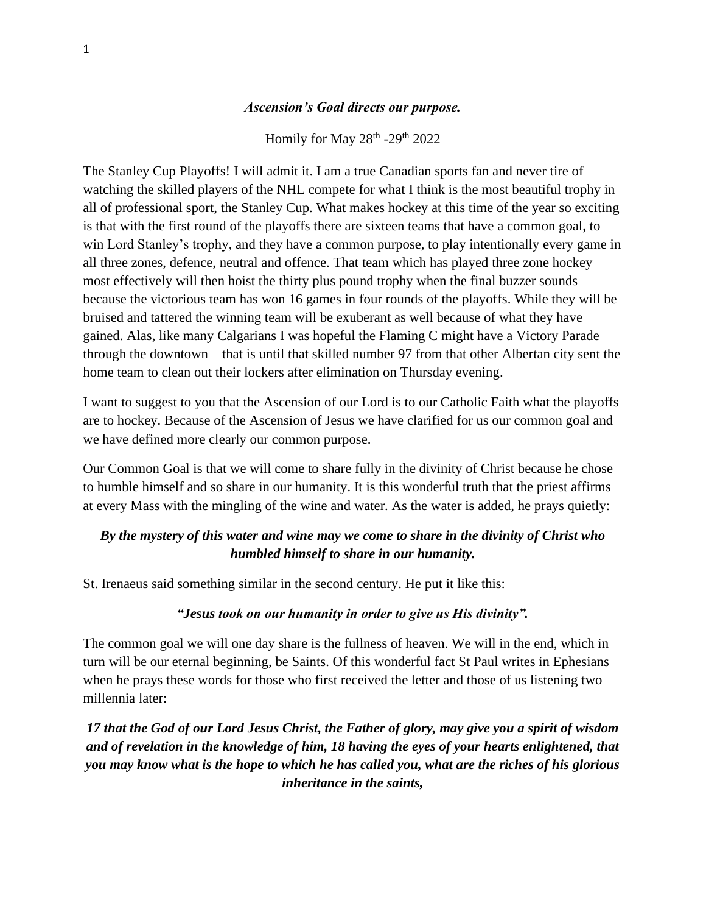### *Ascension's Goal directs our purpose.*

Homily for May 28th -29th 2022

The Stanley Cup Playoffs! I will admit it. I am a true Canadian sports fan and never tire of watching the skilled players of the NHL compete for what I think is the most beautiful trophy in all of professional sport, the Stanley Cup. What makes hockey at this time of the year so exciting is that with the first round of the playoffs there are sixteen teams that have a common goal, to win Lord Stanley's trophy, and they have a common purpose, to play intentionally every game in all three zones, defence, neutral and offence. That team which has played three zone hockey most effectively will then hoist the thirty plus pound trophy when the final buzzer sounds because the victorious team has won 16 games in four rounds of the playoffs. While they will be bruised and tattered the winning team will be exuberant as well because of what they have gained. Alas, like many Calgarians I was hopeful the Flaming C might have a Victory Parade through the downtown – that is until that skilled number 97 from that other Albertan city sent the home team to clean out their lockers after elimination on Thursday evening.

I want to suggest to you that the Ascension of our Lord is to our Catholic Faith what the playoffs are to hockey. Because of the Ascension of Jesus we have clarified for us our common goal and we have defined more clearly our common purpose.

Our Common Goal is that we will come to share fully in the divinity of Christ because he chose to humble himself and so share in our humanity. It is this wonderful truth that the priest affirms at every Mass with the mingling of the wine and water. As the water is added, he prays quietly:

***By the mystery of this water and wine may we come to share in the divinity of Christ who humbled himself to share in our humanity.***

St. Irenaeus said something similar in the second century. He put it like this:

***"Jesus took on our humanity in order to give us His divinity".***

The common goal we will one day share is the fullness of heaven. We will in the end, which in turn will be our eternal beginning, be Saints. Of this wonderful fact St Paul writes in Ephesians when he prays these words for those who first received the letter and those of us listening two millennia later:

***17 that the God of our Lord Jesus Christ, the Father of glory, may give you a spirit of wisdom and of revelation in the knowledge of him, 18 having the eyes of your hearts enlightened, that you may know what is the hope to which he has called you, what are the riches of his glorious inheritance in the saints,***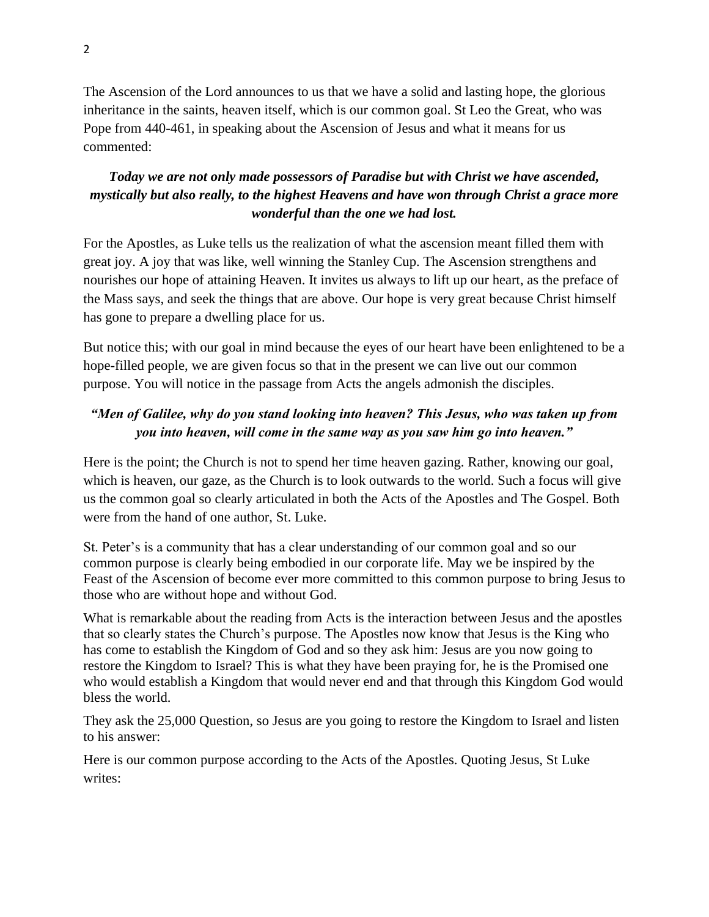The Ascension of the Lord announces to us that we have a solid and lasting hope, the glorious inheritance in the saints, heaven itself, which is our common goal. St Leo the Great, who was Pope from 440-461, in speaking about the Ascension of Jesus and what it means for us commented:

***Today we are not only made possessors of Paradise but with Christ we have ascended, mystically but also really, to the highest Heavens and have won through Christ a grace more wonderful than the one we had lost.***

For the Apostles, as Luke tells us the realization of what the ascension meant filled them with great joy. A joy that was like, well winning the Stanley Cup. The Ascension strengthens and nourishes our hope of attaining Heaven. It invites us always to lift up our heart, as the preface of the Mass says, and seek the things that are above. Our hope is very great because Christ himself has gone to prepare a dwelling place for us.

But notice this; with our goal in mind because the eyes of our heart have been enlightened to be a hope-filled people, we are given focus so that in the present we can live out our common purpose. You will notice in the passage from Acts the angels admonish the disciples.

***"Men of Galilee, why do you stand looking into heaven? This Jesus, who was taken up from you into heaven, will come in the same way as you saw him go into heaven."***

Here is the point; the Church is not to spend her time heaven gazing. Rather, knowing our goal, which is heaven, our gaze, as the Church is to look outwards to the world. Such a focus will give us the common goal so clearly articulated in both the Acts of the Apostles and The Gospel. Both were from the hand of one author, St. Luke.

St. Peter's is a community that has a clear understanding of our common goal and so our common purpose is clearly being embodied in our corporate life. May we be inspired by the Feast of the Ascension of become ever more committed to this common purpose to bring Jesus to those who are without hope and without God.

What is remarkable about the reading from Acts is the interaction between Jesus and the apostles that so clearly states the Church's purpose. The Apostles now know that Jesus is the King who has come to establish the Kingdom of God and so they ask him: Jesus are you now going to restore the Kingdom to Israel? This is what they have been praying for, he is the Promised one who would establish a Kingdom that would never end and that through this Kingdom God would bless the world.

They ask the 25,000 Question, so Jesus are you going to restore the Kingdom to Israel and listen to his answer:

Here is our common purpose according to the Acts of the Apostles. Quoting Jesus, St Luke writes: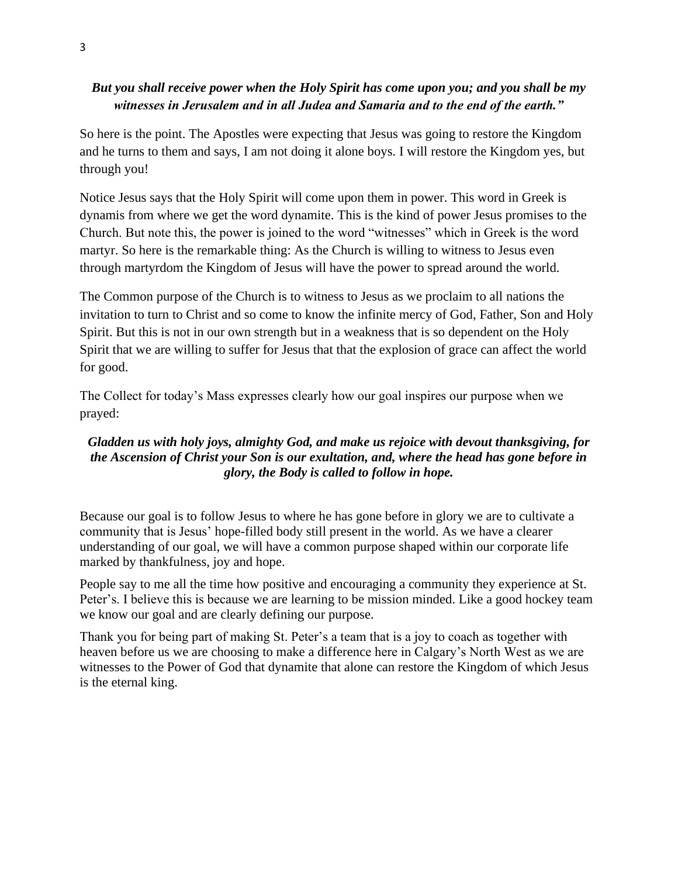***But you shall receive power when the Holy Spirit has come upon you; and you shall be my witnesses in Jerusalem and in all Judea and Samaria and to the end of the earth."***

So here is the point. The Apostles were expecting that Jesus was going to restore the Kingdom and he turns to them and says, I am not doing it alone boys. I will restore the Kingdom yes, but through you!

Notice Jesus says that the Holy Spirit will come upon them in power. This word in Greek is dynamis from where we get the word dynamite. This is the kind of power Jesus promises to the Church. But note this, the power is joined to the word "witnesses" which in Greek is the word martyr. So here is the remarkable thing: As the Church is willing to witness to Jesus even through martyrdom the Kingdom of Jesus will have the power to spread around the world.

The Common purpose of the Church is to witness to Jesus as we proclaim to all nations the invitation to turn to Christ and so come to know the infinite mercy of God, Father, Son and Holy Spirit. But this is not in our own strength but in a weakness that is so dependent on the Holy Spirit that we are willing to suffer for Jesus that that the explosion of grace can affect the world for good.

The Collect for today's Mass expresses clearly how our goal inspires our purpose when we prayed:

***Gladden us with holy joys, almighty God, and make us rejoice with devout thanksgiving, for the Ascension of Christ your Son is our exultation, and, where the head has gone before in glory, the Body is called to follow in hope.***

Because our goal is to follow Jesus to where he has gone before in glory we are to cultivate a community that is Jesus' hope-filled body still present in the world. As we have a clearer understanding of our goal, we will have a common purpose shaped within our corporate life marked by thankfulness, joy and hope.

People say to me all the time how positive and encouraging a community they experience at St. Peter's. I believe this is because we are learning to be mission minded. Like a good hockey team we know our goal and are clearly defining our purpose.

Thank you for being part of making St. Peter's a team that is a joy to coach as together with heaven before us we are choosing to make a difference here in Calgary's North West as we are witnesses to the Power of God that dynamite that alone can restore the Kingdom of which Jesus is the eternal king.